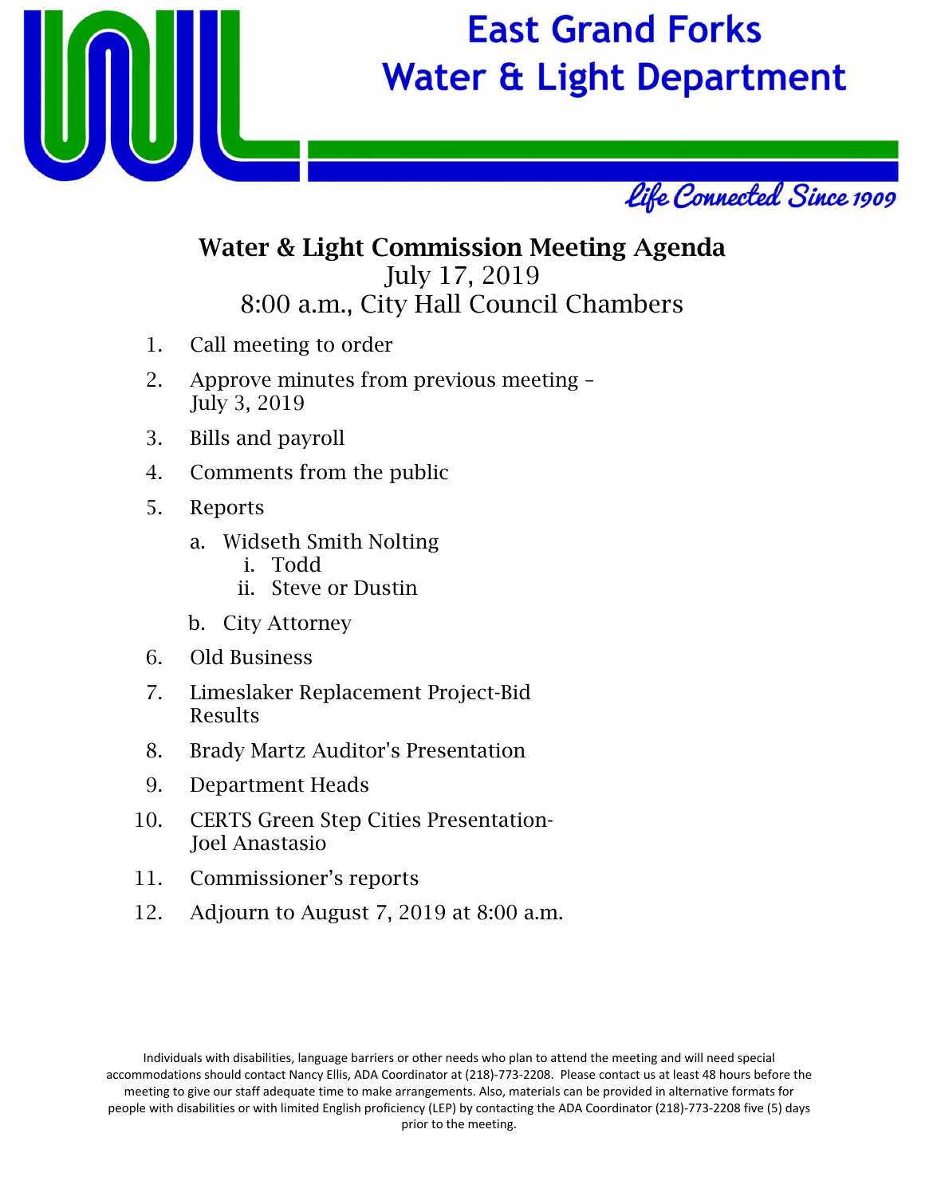# East Grand Forks Water & Light Department

*Life Connected Since 1909*

## Water & Light Commission Meeting Agenda

July 17, 2019

8:00 a.m., City Hall Council Chambers

1. Call meeting to order
2. Approve minutes from previous meeting – July 3, 2019
3. Bills and payroll
4. Comments from the public
5. Reports
   a. Widseth Smith Nolting
      i. Todd
      ii. Steve or Dustin
   b. City Attorney
6. Old Business
7. Limeslaker Replacement Project-Bid Results
8. Brady Martz Auditor's Presentation
9. Department Heads
10. CERTS Green Step Cities Presentation-Joel Anastasio
11. Commissioner's reports
12. Adjourn to August 7, 2019 at 8:00 a.m.

Individuals with disabilities, language barriers or other needs who plan to attend the meeting and will need special accommodations should contact Nancy Ellis, ADA Coordinator at (218)-773-2208. Please contact us at least 48 hours before the meeting to give our staff adequate time to make arrangements. Also, materials can be provided in alternative formats for people with disabilities or with limited English proficiency (LEP) by contacting the ADA Coordinator (218)-773-2208 five (5) days prior to the meeting.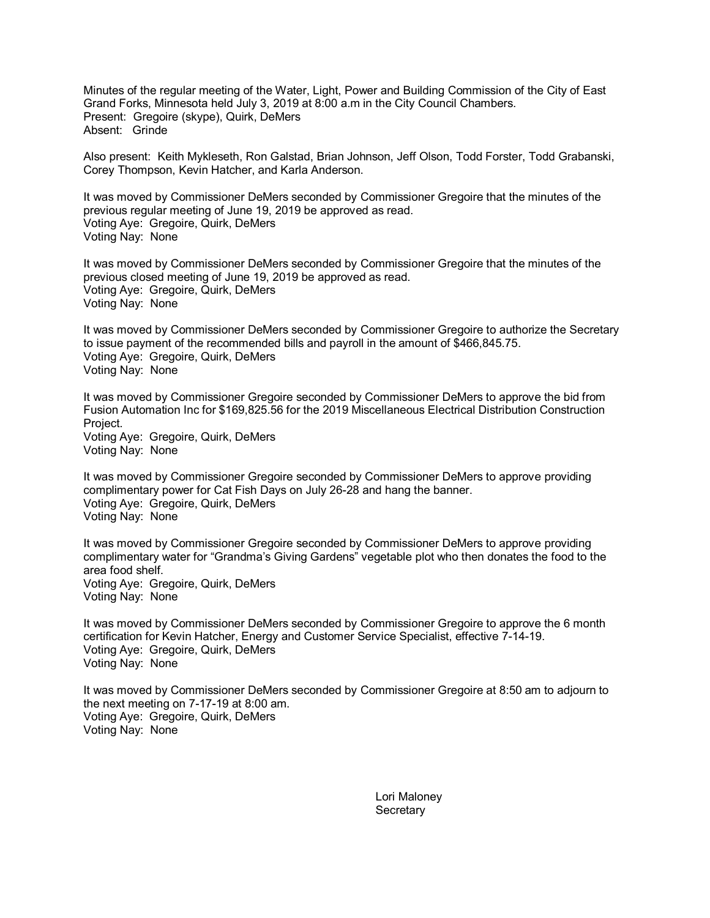Minutes of the regular meeting of the Water, Light, Power and Building Commission of the City of East Grand Forks, Minnesota held July 3, 2019 at 8:00 a.m in the City Council Chambers.
Present: Gregoire (skype), Quirk, DeMers
Absent: Grinde

Also present: Keith Mykleseth, Ron Galstad, Brian Johnson, Jeff Olson, Todd Forster, Todd Grabanski, Corey Thompson, Kevin Hatcher, and Karla Anderson.

It was moved by Commissioner DeMers seconded by Commissioner Gregoire that the minutes of the previous regular meeting of June 19, 2019 be approved as read.
Voting Aye: Gregoire, Quirk, DeMers
Voting Nay: None

It was moved by Commissioner DeMers seconded by Commissioner Gregoire that the minutes of the previous closed meeting of June 19, 2019 be approved as read.
Voting Aye: Gregoire, Quirk, DeMers
Voting Nay: None

It was moved by Commissioner DeMers seconded by Commissioner Gregoire to authorize the Secretary to issue payment of the recommended bills and payroll in the amount of $466,845.75.
Voting Aye: Gregoire, Quirk, DeMers
Voting Nay: None

It was moved by Commissioner Gregoire seconded by Commissioner DeMers to approve the bid from Fusion Automation Inc for $169,825.56 for the 2019 Miscellaneous Electrical Distribution Construction Project.
Voting Aye: Gregoire, Quirk, DeMers
Voting Nay: None

It was moved by Commissioner Gregoire seconded by Commissioner DeMers to approve providing complimentary power for Cat Fish Days on July 26-28 and hang the banner.
Voting Aye: Gregoire, Quirk, DeMers
Voting Nay: None

It was moved by Commissioner Gregoire seconded by Commissioner DeMers to approve providing complimentary water for "Grandma's Giving Gardens" vegetable plot who then donates the food to the area food shelf.
Voting Aye: Gregoire, Quirk, DeMers
Voting Nay: None

It was moved by Commissioner DeMers seconded by Commissioner Gregoire to approve the 6 month certification for Kevin Hatcher, Energy and Customer Service Specialist, effective 7-14-19.
Voting Aye: Gregoire, Quirk, DeMers
Voting Nay: None

It was moved by Commissioner DeMers seconded by Commissioner Gregoire at 8:50 am to adjourn to the next meeting on 7-17-19 at 8:00 am.
Voting Aye: Gregoire, Quirk, DeMers
Voting Nay: None

Lori Maloney
Secretary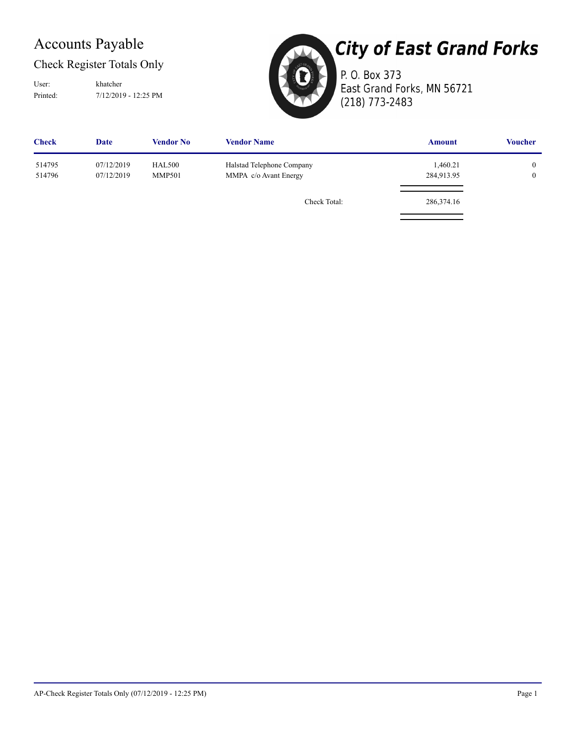# Accounts Payable

## Check Register Totals Only

User: khatcher

Printed: 7/12/2019 - 12:25 PM

**City of East Grand Forks**

P. O. Box 373
East Grand Forks, MN 56721
(218) 773-2483

| Check | Date | Vendor No | Vendor Name | Amount | Voucher |
|---|---|---|---|---|---|
| 514795 | 07/12/2019 | HAL500 | Halstad Telephone Company | 1,460.21 | 0 |
| 514796 | 07/12/2019 | MMP501 | MMPA c/o Avant Energy | 284,913.95 | 0 |
| | | | Check Total: | 286,374.16 | |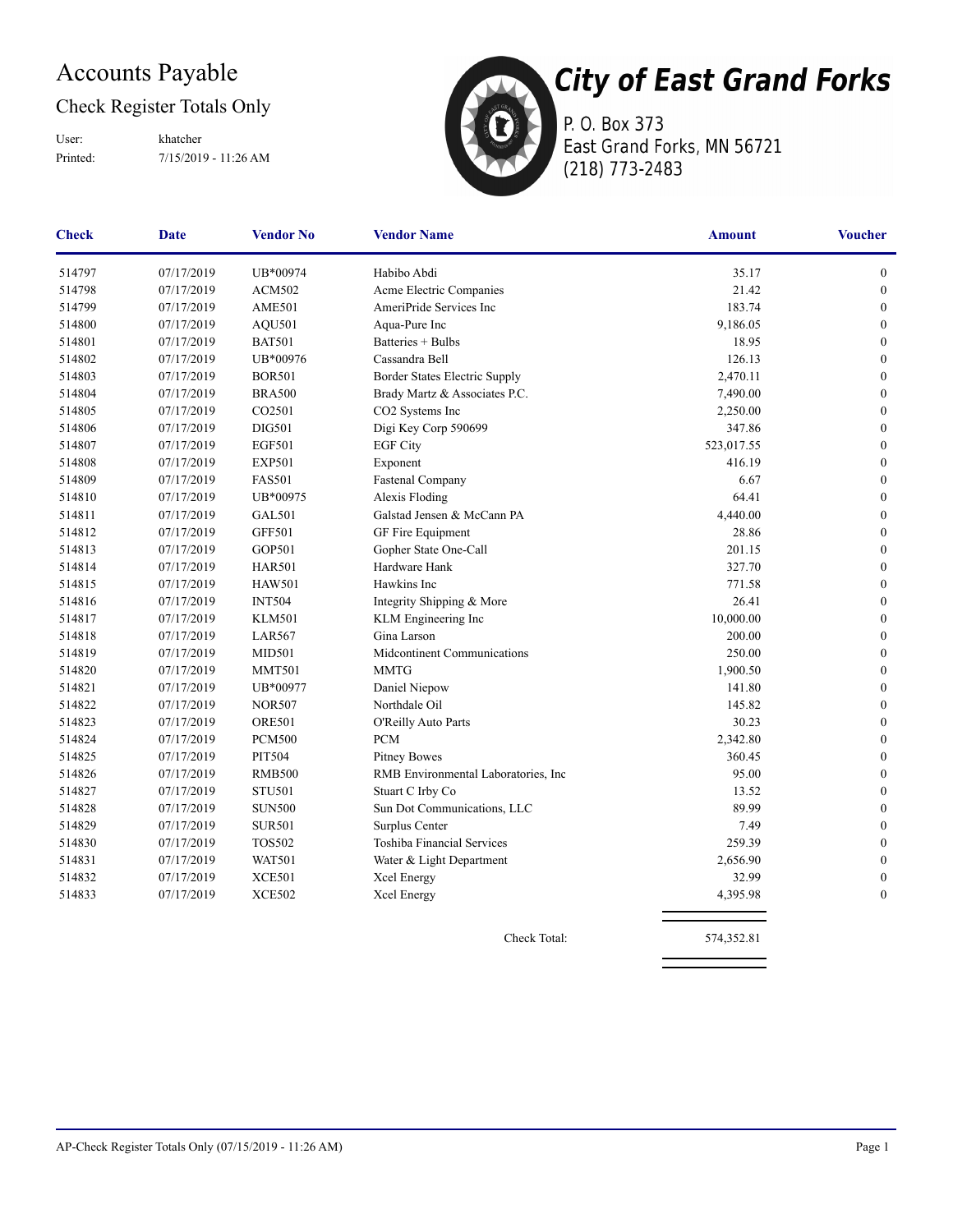# Accounts Payable

## Check Register Totals Only

User: khatcher
Printed: 7/15/2019 - 11:26 AM

**City of East Grand Forks**
P. O. Box 373
East Grand Forks, MN 56721
(218) 773-2483

| Check | Date | Vendor No | Vendor Name | Amount | Voucher |
|---|---|---|---|---|---|
| 514797 | 07/17/2019 | UB*00974 | Habibo Abdi | 35.17 | 0 |
| 514798 | 07/17/2019 | ACM502 | Acme Electric Companies | 21.42 | 0 |
| 514799 | 07/17/2019 | AME501 | AmeriPride Services Inc | 183.74 | 0 |
| 514800 | 07/17/2019 | AQU501 | Aqua-Pure Inc | 9,186.05 | 0 |
| 514801 | 07/17/2019 | BAT501 | Batteries + Bulbs | 18.95 | 0 |
| 514802 | 07/17/2019 | UB*00976 | Cassandra Bell | 126.13 | 0 |
| 514803 | 07/17/2019 | BOR501 | Border States Electric Supply | 2,470.11 | 0 |
| 514804 | 07/17/2019 | BRA500 | Brady Martz & Associates P.C. | 7,490.00 | 0 |
| 514805 | 07/17/2019 | CO2501 | CO2 Systems Inc | 2,250.00 | 0 |
| 514806 | 07/17/2019 | DIG501 | Digi Key Corp 590699 | 347.86 | 0 |
| 514807 | 07/17/2019 | EGF501 | EGF City | 523,017.55 | 0 |
| 514808 | 07/17/2019 | EXP501 | Exponent | 416.19 | 0 |
| 514809 | 07/17/2019 | FAS501 | Fastenal Company | 6.67 | 0 |
| 514810 | 07/17/2019 | UB*00975 | Alexis Floding | 64.41 | 0 |
| 514811 | 07/17/2019 | GAL501 | Galstad Jensen & McCann PA | 4,440.00 | 0 |
| 514812 | 07/17/2019 | GFF501 | GF Fire Equipment | 28.86 | 0 |
| 514813 | 07/17/2019 | GOP501 | Gopher State One-Call | 201.15 | 0 |
| 514814 | 07/17/2019 | HAR501 | Hardware Hank | 327.70 | 0 |
| 514815 | 07/17/2019 | HAW501 | Hawkins Inc | 771.58 | 0 |
| 514816 | 07/17/2019 | INT504 | Integrity Shipping & More | 26.41 | 0 |
| 514817 | 07/17/2019 | KLM501 | KLM Engineering Inc | 10,000.00 | 0 |
| 514818 | 07/17/2019 | LAR567 | Gina Larson | 200.00 | 0 |
| 514819 | 07/17/2019 | MID501 | Midcontinent Communications | 250.00 | 0 |
| 514820 | 07/17/2019 | MMT501 | MMTG | 1,900.50 | 0 |
| 514821 | 07/17/2019 | UB*00977 | Daniel Niepow | 141.80 | 0 |
| 514822 | 07/17/2019 | NOR507 | Northdale Oil | 145.82 | 0 |
| 514823 | 07/17/2019 | ORE501 | O'Reilly Auto Parts | 30.23 | 0 |
| 514824 | 07/17/2019 | PCM500 | PCM | 2,342.80 | 0 |
| 514825 | 07/17/2019 | PIT504 | Pitney Bowes | 360.45 | 0 |
| 514826 | 07/17/2019 | RMB500 | RMB Environmental Laboratories, Inc | 95.00 | 0 |
| 514827 | 07/17/2019 | STU501 | Stuart C Irby Co | 13.52 | 0 |
| 514828 | 07/17/2019 | SUN500 | Sun Dot Communications, LLC | 89.99 | 0 |
| 514829 | 07/17/2019 | SUR501 | Surplus Center | 7.49 | 0 |
| 514830 | 07/17/2019 | TOS502 | Toshiba Financial Services | 259.39 | 0 |
| 514831 | 07/17/2019 | WAT501 | Water & Light Department | 2,656.90 | 0 |
| 514832 | 07/17/2019 | XCE501 | Xcel Energy | 32.99 | 0 |
| 514833 | 07/17/2019 | XCE502 | Xcel Energy | 4,395.98 | 0 |
| | | | Check Total: | 574,352.81 | |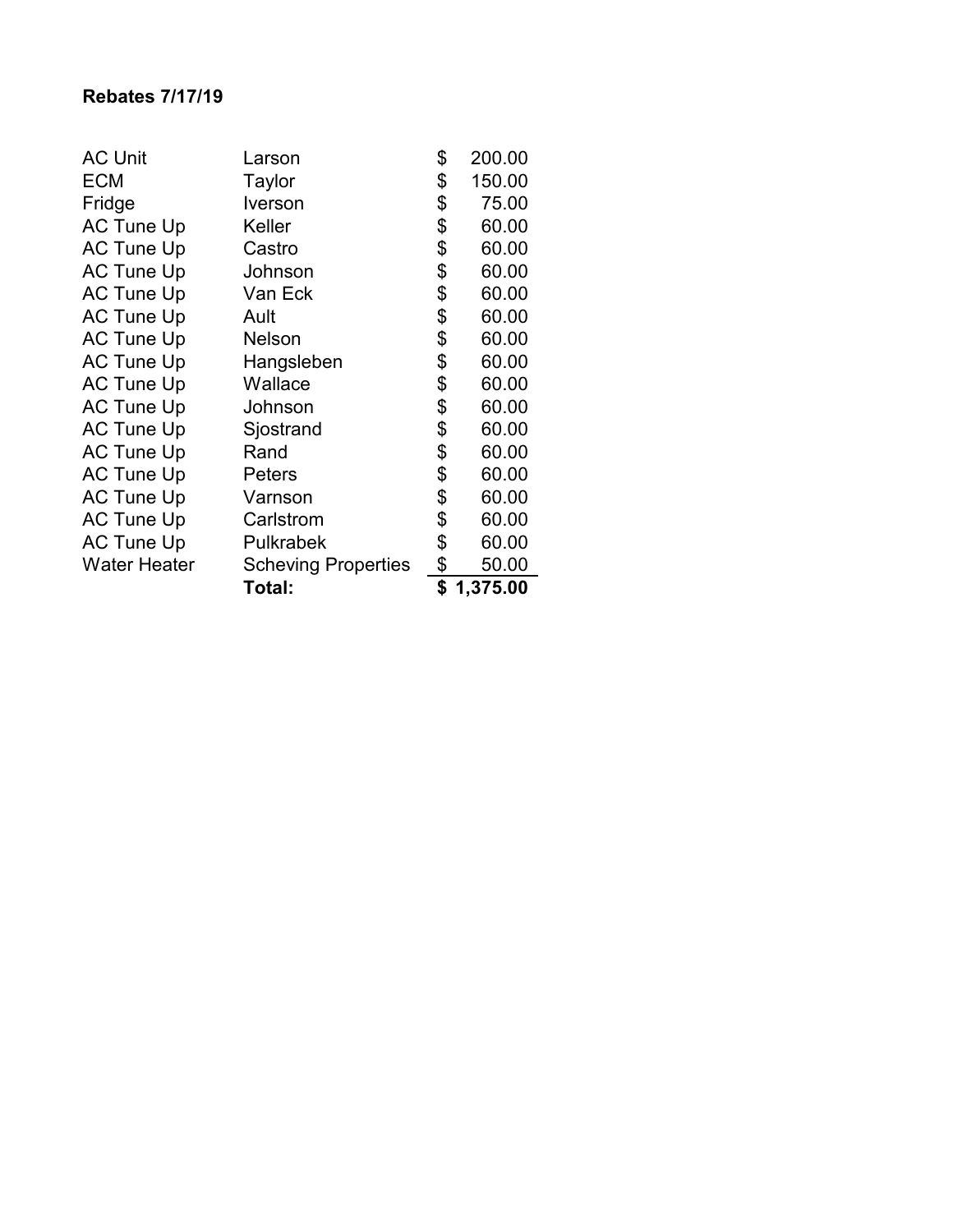**Rebates 7/17/19**

| | | |
|---|---|---|
| AC Unit | Larson | $ 200.00 |
| ECM | Taylor | $ 150.00 |
| Fridge | Iverson | $ 75.00 |
| AC Tune Up | Keller | $ 60.00 |
| AC Tune Up | Castro | $ 60.00 |
| AC Tune Up | Johnson | $ 60.00 |
| AC Tune Up | Van Eck | $ 60.00 |
| AC Tune Up | Ault | $ 60.00 |
| AC Tune Up | Nelson | $ 60.00 |
| AC Tune Up | Hangsleben | $ 60.00 |
| AC Tune Up | Wallace | $ 60.00 |
| AC Tune Up | Johnson | $ 60.00 |
| AC Tune Up | Sjostrand | $ 60.00 |
| AC Tune Up | Rand | $ 60.00 |
| AC Tune Up | Peters | $ 60.00 |
| AC Tune Up | Varnson | $ 60.00 |
| AC Tune Up | Carlstrom | $ 60.00 |
| AC Tune Up | Pulkrabek | $ 60.00 |
| Water Heater | Scheving Properties | $ 50.00 |
| | **Total:** | **$ 1,375.00** |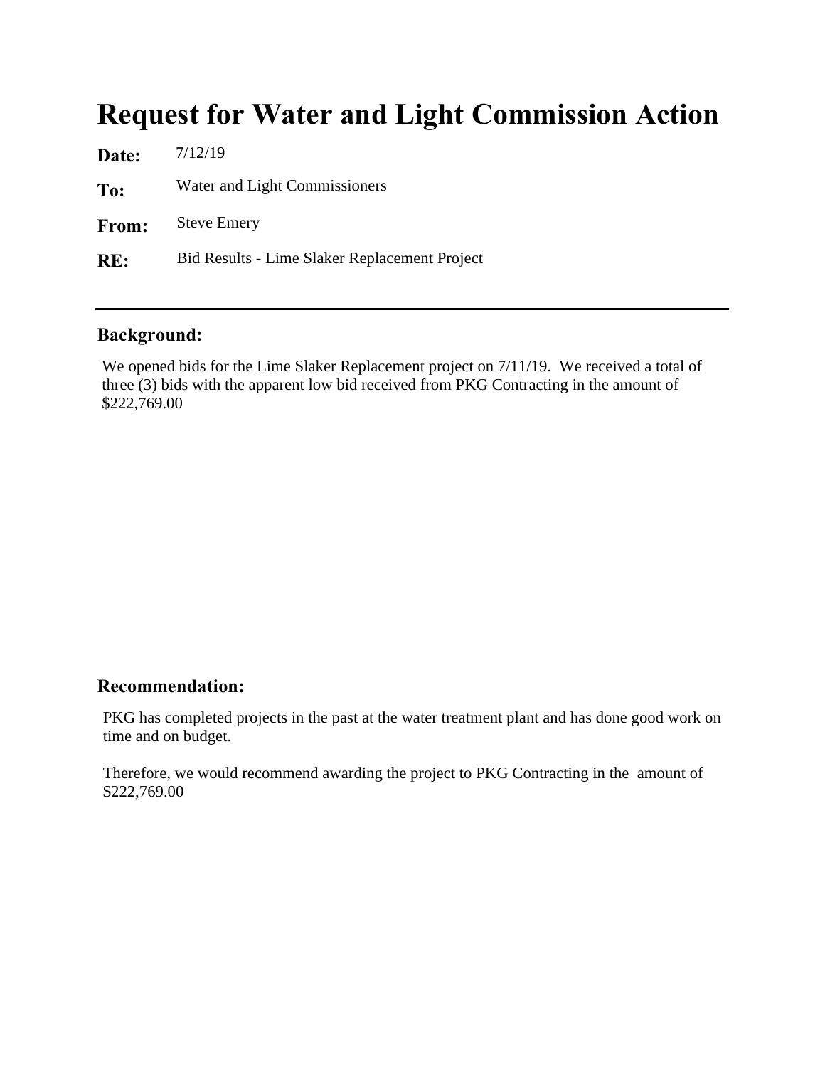# Request for Water and Light Commission Action

**Date:** 7/12/19

**To:** Water and Light Commissioners

**From:** Steve Emery

**RE:** Bid Results - Lime Slaker Replacement Project

---

## Background:

We opened bids for the Lime Slaker Replacement project on 7/11/19. We received a total of three (3) bids with the apparent low bid received from PKG Contracting in the amount of $222,769.00

## Recommendation:

PKG has completed projects in the past at the water treatment plant and has done good work on time and on budget.

Therefore, we would recommend awarding the project to PKG Contracting in the amount of $222,769.00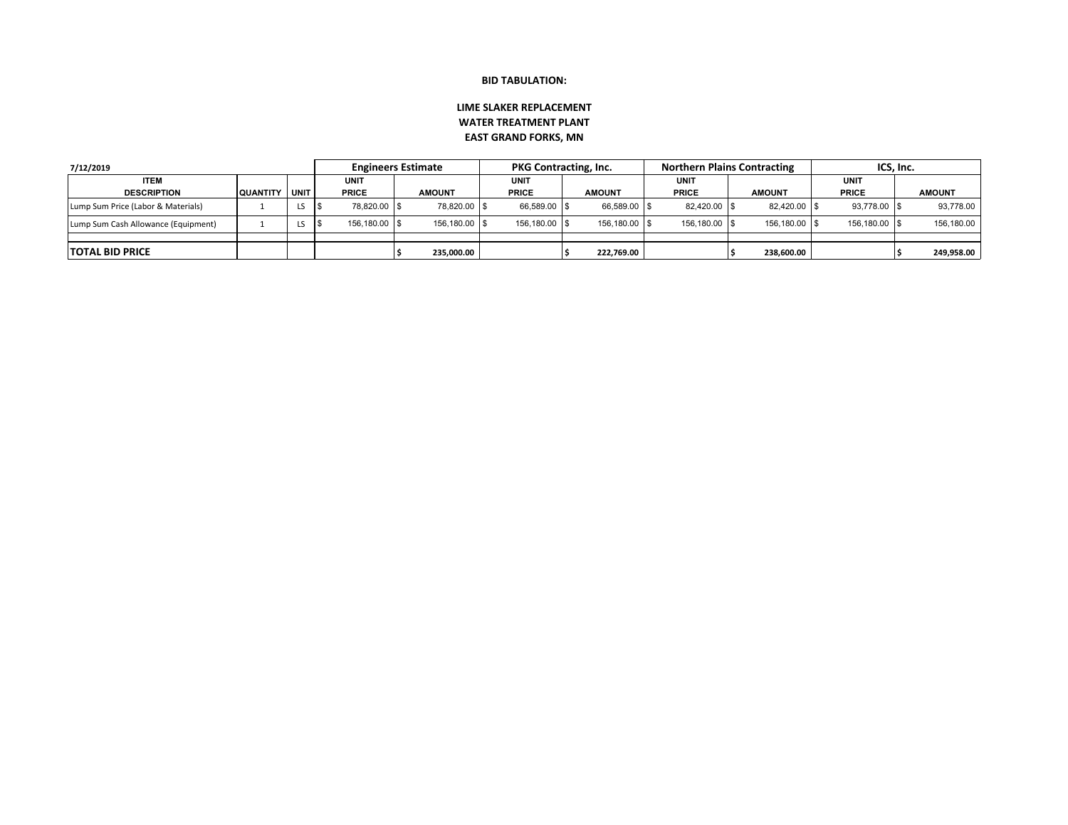**BID TABULATION:**

**LIME SLAKER REPLACEMENT**
**WATER TREATMENT PLANT**
**EAST GRAND FORKS, MN**

| 7/12/2019 | | | Engineers Estimate | | PKG Contracting, Inc. | | Northern Plains Contracting | | ICS, Inc. | |
|---|---|---|---|---|---|---|---|---|---|---|
| ITEM DESCRIPTION | QUANTITY | UNIT | UNIT PRICE | AMOUNT | UNIT PRICE | AMOUNT | UNIT PRICE | AMOUNT | UNIT PRICE | AMOUNT |
| Lump Sum Price (Labor & Materials) | 1 | LS | $ 78,820.00 | $ 78,820.00 | $ 66,589.00 | $ 66,589.00 | $ 82,420.00 | $ 82,420.00 | $ 93,778.00 | $ 93,778.00 |
| Lump Sum Cash Allowance (Equipment) | 1 | LS | $ 156,180.00 | $ 156,180.00 | $ 156,180.00 | $ 156,180.00 | $ 156,180.00 | $ 156,180.00 | $ 156,180.00 | $ 156,180.00 |
| | | | | | | | | | | |
| **TOTAL BID PRICE** | | | | **$ 235,000.00** | | **$ 222,769.00** | | **$ 238,600.00** | | **$ 249,958.00** |